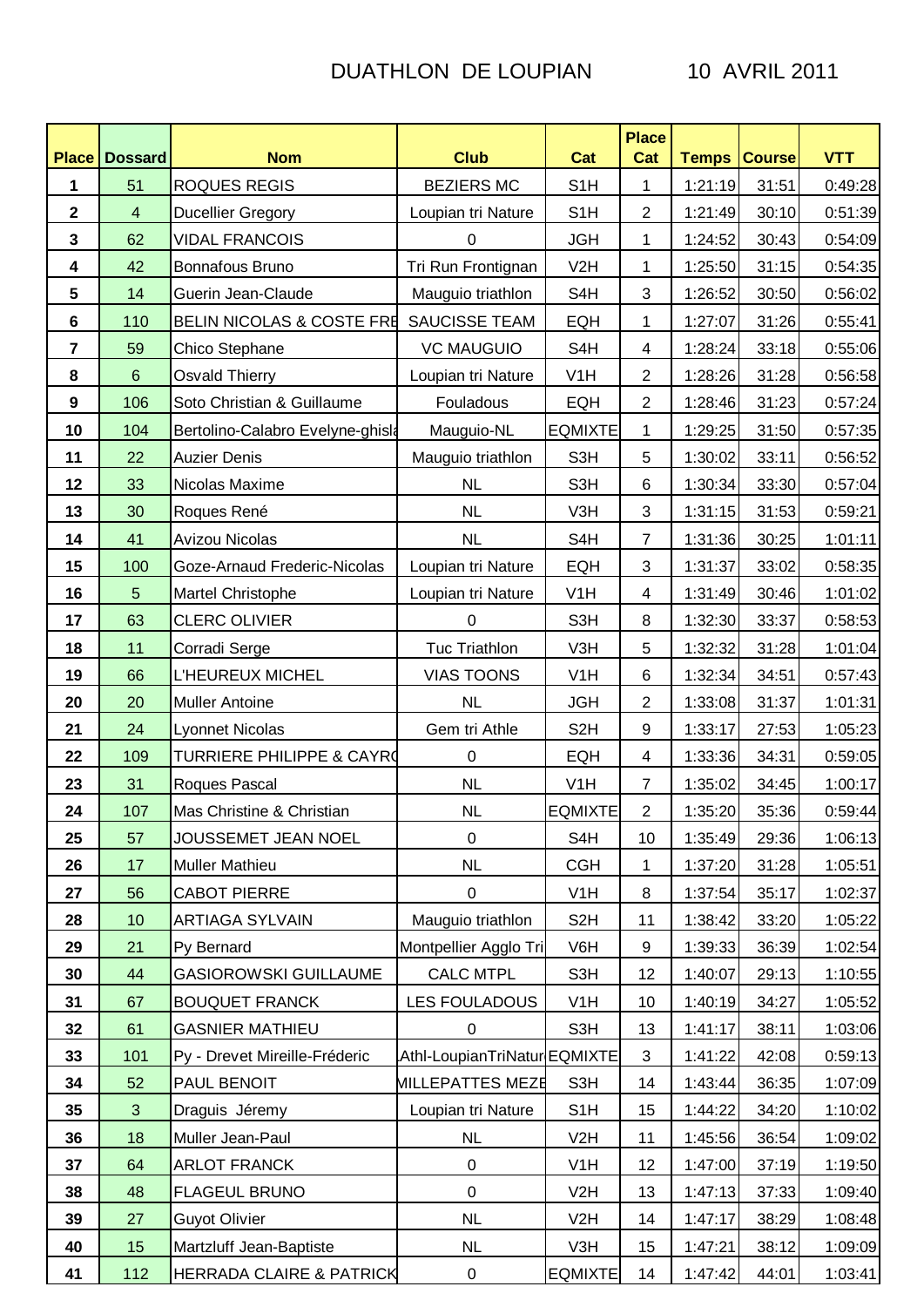# DUATHLON DE LOUPIAN 10 AVRIL 2011

| Place | Dossard | Nom | Club | Cat | Place Cat | Temps | Course | VTT |
|---|---|---|---|---|---|---|---|---|
| 1 | 51 | ROQUES REGIS | BEZIERS MC | S1H | 1 | 1:21:19 | 31:51 | 0:49:28 |
| 2 | 4 | Ducellier Gregory | Loupian tri Nature | S1H | 2 | 1:21:49 | 30:10 | 0:51:39 |
| 3 | 62 | VIDAL FRANCOIS | 0 | JGH | 1 | 1:24:52 | 30:43 | 0:54:09 |
| 4 | 42 | Bonnafous Bruno | Tri Run Frontignan | V2H | 1 | 1:25:50 | 31:15 | 0:54:35 |
| 5 | 14 | Guerin Jean-Claude | Mauguio triathlon | S4H | 3 | 1:26:52 | 30:50 | 0:56:02 |
| 6 | 110 | BELIN NICOLAS & COSTE FRE | SAUCISSE TEAM | EQH | 1 | 1:27:07 | 31:26 | 0:55:41 |
| 7 | 59 | Chico Stephane | VC MAUGUIO | S4H | 4 | 1:28:24 | 33:18 | 0:55:06 |
| 8 | 6 | Osvald Thierry | Loupian tri Nature | V1H | 2 | 1:28:26 | 31:28 | 0:56:58 |
| 9 | 106 | Soto Christian & Guillaume | Fouladous | EQH | 2 | 1:28:46 | 31:23 | 0:57:24 |
| 10 | 104 | Bertolino-Calabro Evelyne-ghisla | Mauguio-NL | EQMIXTE | 1 | 1:29:25 | 31:50 | 0:57:35 |
| 11 | 22 | Auzier Denis | Mauguio triathlon | S3H | 5 | 1:30:02 | 33:11 | 0:56:52 |
| 12 | 33 | Nicolas Maxime | NL | S3H | 6 | 1:30:34 | 33:30 | 0:57:04 |
| 13 | 30 | Roques René | NL | V3H | 3 | 1:31:15 | 31:53 | 0:59:21 |
| 14 | 41 | Avizou Nicolas | NL | S4H | 7 | 1:31:36 | 30:25 | 1:01:11 |
| 15 | 100 | Goze-Arnaud Frederic-Nicolas | Loupian tri Nature | EQH | 3 | 1:31:37 | 33:02 | 0:58:35 |
| 16 | 5 | Martel Christophe | Loupian tri Nature | V1H | 4 | 1:31:49 | 30:46 | 1:01:02 |
| 17 | 63 | CLERC OLIVIER | 0 | S3H | 8 | 1:32:30 | 33:37 | 0:58:53 |
| 18 | 11 | Corradi Serge | Tuc Triathlon | V3H | 5 | 1:32:32 | 31:28 | 1:01:04 |
| 19 | 66 | L'HEUREUX MICHEL | VIAS TOONS | V1H | 6 | 1:32:34 | 34:51 | 0:57:43 |
| 20 | 20 | Muller Antoine | NL | JGH | 2 | 1:33:08 | 31:37 | 1:01:31 |
| 21 | 24 | Lyonnet Nicolas | Gem tri Athle | S2H | 9 | 1:33:17 | 27:53 | 1:05:23 |
| 22 | 109 | TURRIERE PHILIPPE & CAYRO | 0 | EQH | 4 | 1:33:36 | 34:31 | 0:59:05 |
| 23 | 31 | Roques Pascal | NL | V1H | 7 | 1:35:02 | 34:45 | 1:00:17 |
| 24 | 107 | Mas Christine & Christian | NL | EQMIXTE | 2 | 1:35:20 | 35:36 | 0:59:44 |
| 25 | 57 | JOUSSEMET JEAN NOEL | 0 | S4H | 10 | 1:35:49 | 29:36 | 1:06:13 |
| 26 | 17 | Muller Mathieu | NL | CGH | 1 | 1:37:20 | 31:28 | 1:05:51 |
| 27 | 56 | CABOT PIERRE | 0 | V1H | 8 | 1:37:54 | 35:17 | 1:02:37 |
| 28 | 10 | ARTIAGA SYLVAIN | Mauguio triathlon | S2H | 11 | 1:38:42 | 33:20 | 1:05:22 |
| 29 | 21 | Py Bernard | Montpellier Agglo Tri | V6H | 9 | 1:39:33 | 36:39 | 1:02:54 |
| 30 | 44 | GASIOROWSKI GUILLAUME | CALC MTPL | S3H | 12 | 1:40:07 | 29:13 | 1:10:55 |
| 31 | 67 | BOUQUET FRANCK | LES FOULADOUS | V1H | 10 | 1:40:19 | 34:27 | 1:05:52 |
| 32 | 61 | GASNIER MATHIEU | 0 | S3H | 13 | 1:41:17 | 38:11 | 1:03:06 |
| 33 | 101 | Py - Drevet Mireille-Fréderic | Athl-LoupianTriNatur | EQMIXTE | 3 | 1:41:22 | 42:08 | 0:59:13 |
| 34 | 52 | PAUL BENOIT | MILLEPATTES MEZE | S3H | 14 | 1:43:44 | 36:35 | 1:07:09 |
| 35 | 3 | Draguis Jéremy | Loupian tri Nature | S1H | 15 | 1:44:22 | 34:20 | 1:10:02 |
| 36 | 18 | Muller Jean-Paul | NL | V2H | 11 | 1:45:56 | 36:54 | 1:09:02 |
| 37 | 64 | ARLOT FRANCK | 0 | V1H | 12 | 1:47:00 | 37:19 | 1:19:50 |
| 38 | 48 | FLAGEUL BRUNO | 0 | V2H | 13 | 1:47:13 | 37:33 | 1:09:40 |
| 39 | 27 | Guyot Olivier | NL | V2H | 14 | 1:47:17 | 38:29 | 1:08:48 |
| 40 | 15 | Martzluff Jean-Baptiste | NL | V3H | 15 | 1:47:21 | 38:12 | 1:09:09 |
| 41 | 112 | HERRADA CLAIRE & PATRICK | 0 | EQMIXTE | 14 | 1:47:42 | 44:01 | 1:03:41 |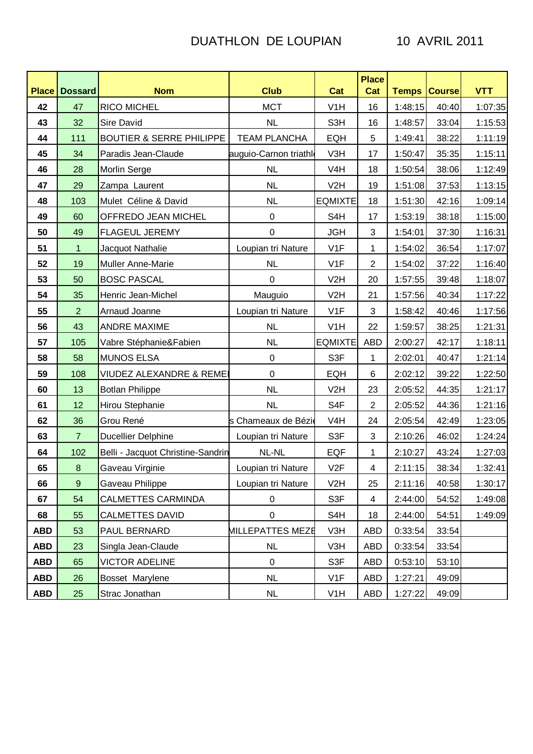DUATHLON DE LOUPIAN 10 AVRIL 2011

| Place | Dossard | Nom | Club | Cat | Place Cat | Temps | Course | VTT |
|---|---|---|---|---|---|---|---|---|
| 42 | 47 | RICO MICHEL | MCT | V1H | 16 | 1:48:15 | 40:40 | 1:07:35 |
| 43 | 32 | Sire David | NL | S3H | 16 | 1:48:57 | 33:04 | 1:15:53 |
| 44 | 111 | BOUTIER & SERRE PHILIPPE | TEAM PLANCHA | EQH | 5 | 1:49:41 | 38:22 | 1:11:19 |
| 45 | 34 | Paradis Jean-Claude | auguio-Carnon triathl | V3H | 17 | 1:50:47 | 35:35 | 1:15:11 |
| 46 | 28 | Morlin Serge | NL | V4H | 18 | 1:50:54 | 38:06 | 1:12:49 |
| 47 | 29 | Zampa Laurent | NL | V2H | 19 | 1:51:08 | 37:53 | 1:13:15 |
| 48 | 103 | Mulet Céline & David | NL | EQMIXTE | 18 | 1:51:30 | 42:16 | 1:09:14 |
| 49 | 60 | OFFREDO JEAN MICHEL | 0 | S4H | 17 | 1:53:19 | 38:18 | 1:15:00 |
| 50 | 49 | FLAGEUL JEREMY | 0 | JGH | 3 | 1:54:01 | 37:30 | 1:16:31 |
| 51 | 1 | Jacquot Nathalie | Loupian tri Nature | V1F | 1 | 1:54:02 | 36:54 | 1:17:07 |
| 52 | 19 | Muller Anne-Marie | NL | V1F | 2 | 1:54:02 | 37:22 | 1:16:40 |
| 53 | 50 | BOSC PASCAL | 0 | V2H | 20 | 1:57:55 | 39:48 | 1:18:07 |
| 54 | 35 | Henric Jean-Michel | Mauguio | V2H | 21 | 1:57:56 | 40:34 | 1:17:22 |
| 55 | 2 | Arnaud Joanne | Loupian tri Nature | V1F | 3 | 1:58:42 | 40:46 | 1:17:56 |
| 56 | 43 | ANDRE MAXIME | NL | V1H | 22 | 1:59:57 | 38:25 | 1:21:31 |
| 57 | 105 | Vabre Stéphanie&Fabien | NL | EQMIXTE | ABD | 2:00:27 | 42:17 | 1:18:11 |
| 58 | 58 | MUNOS ELSA | 0 | S3F | 1 | 2:02:01 | 40:47 | 1:21:14 |
| 59 | 108 | VIUDEZ ALEXANDRE & REME | 0 | EQH | 6 | 2:02:12 | 39:22 | 1:22:50 |
| 60 | 13 | Botlan Philippe | NL | V2H | 23 | 2:05:52 | 44:35 | 1:21:17 |
| 61 | 12 | Hirou Stephanie | NL | S4F | 2 | 2:05:52 | 44:36 | 1:21:16 |
| 62 | 36 | Grou René | s Chameaux de Bézi | V4H | 24 | 2:05:54 | 42:49 | 1:23:05 |
| 63 | 7 | Ducellier Delphine | Loupian tri Nature | S3F | 3 | 2:10:26 | 46:02 | 1:24:24 |
| 64 | 102 | Belli - Jacquot Christine-Sandrin | NL-NL | EQF | 1 | 2:10:27 | 43:24 | 1:27:03 |
| 65 | 8 | Gaveau Virginie | Loupian tri Nature | V2F | 4 | 2:11:15 | 38:34 | 1:32:41 |
| 66 | 9 | Gaveau Philippe | Loupian tri Nature | V2H | 25 | 2:11:16 | 40:58 | 1:30:17 |
| 67 | 54 | CALMETTES CARMINDA | 0 | S3F | 4 | 2:44:00 | 54:52 | 1:49:08 |
| 68 | 55 | CALMETTES DAVID | 0 | S4H | 18 | 2:44:00 | 54:51 | 1:49:09 |
| ABD | 53 | PAUL BERNARD | MILLEPATTES MEZE | V3H | ABD | 0:33:54 | 33:54 | |
| ABD | 23 | Singla Jean-Claude | NL | V3H | ABD | 0:33:54 | 33:54 | |
| ABD | 65 | VICTOR ADELINE | 0 | S3F | ABD | 0:53:10 | 53:10 | |
| ABD | 26 | Bosset Marylene | NL | V1F | ABD | 1:27:21 | 49:09 | |
| ABD | 25 | Strac Jonathan | NL | V1H | ABD | 1:27:22 | 49:09 | |